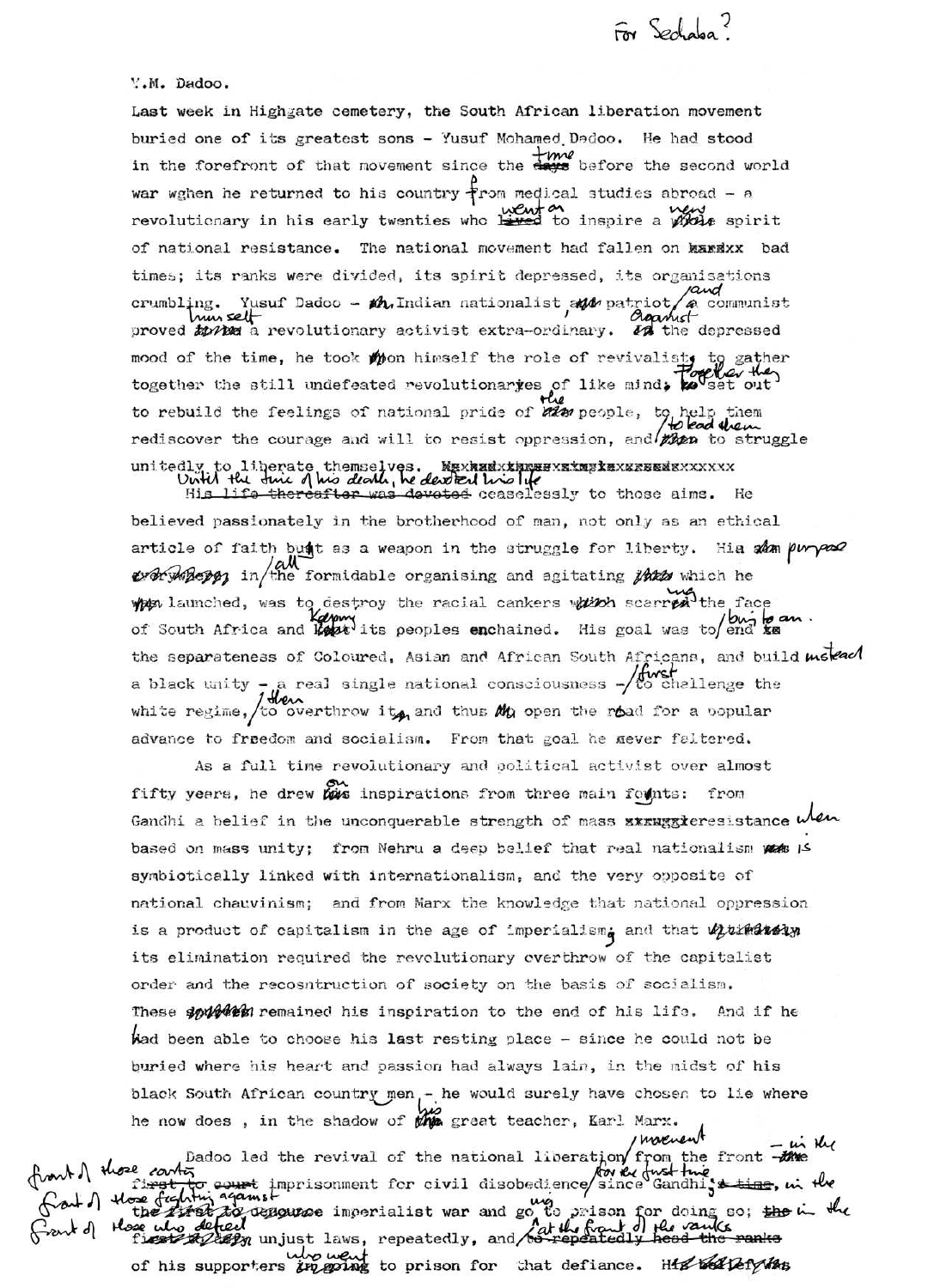For Sechaba?

Y.M. Dadoo.

Last week in Highgate cemetery, the South African liberation movement buried one of its greatest sons - Yusuf Mohamed Dadoo. He had stood in the forefront of that movement since the time before the second world war when he returned to his country from medical studies abroad - a revolutionary in his early twenties who went on to inspire a new spirit of national resistance. The national movement had fallen on bad times; its ranks were divided, its spirit depressed, its organisations crumbling. Yusuf Dadoo - Indian nationalist and patriot, and a communist - proved himself a revolutionary activist and organist extra-ordinary. In the depressed mood of the time, he took upon himself the role of revivalist, to gather together the still undefeated revolutionaries of like mind. Together they set out to rebuild the feelings of national pride of the people, to help them rediscover the courage and will to resist oppression, and to lead them to struggle unitedly to liberate themselves.

Until the time of his death, he devoted his life ceaselessly to those aims. He believed passionately in the brotherhood of man, not only as an ethical article of faith but as a weapon in the struggle for liberty. His purpose in all the formidable organising and agitating which he launched, was to destroy the racial cankers scarring the face of South Africa and keeping its peoples enchained. His goal was to bring to an end the separateness of Coloured, Asian and African South Africans, and build instead a black unity - a real single national consciousness - to first challenge the white regime, then to overthrow it, and thus open the road for a popular advance to freedom and socialism. From that goal he never faltered.

As a full time revolutionary and political activist over almost fifty years, he drew on inspirations from three main founts: from Gandhi a belief in the unconquerable strength of mass resistance when based on mass unity; from Nehru a deep belief that real nationalism is symbiotically linked with internationalism, and the very opposite of national chauvinism; and from Marx the knowledge that national oppression is a product of capitalism in the age of imperialism, and that its elimination required the revolutionary overthrow of the capitalist order and the recosntruction of society on the basis of socialism. These remained his inspiration to the end of his life. And if he had been able to choose his last resting place - since he could not be buried where his heart and passion had always lain, in the midst of his black South African country men, - he would surely have chosen to lie where he now does, in the shadow of his great teacher, Karl Marx.

Dadoo led the revival of the national liberation movement from the front - in the front of those courting imprisonment for civil disobedience for the first time since Gandhi; in the front of those fighting against imperialist war and going to prison for doing so; in the front of those who defied unjust laws, repeatedly, and at the front of the ranks of his supporters who went to prison for that defiance. His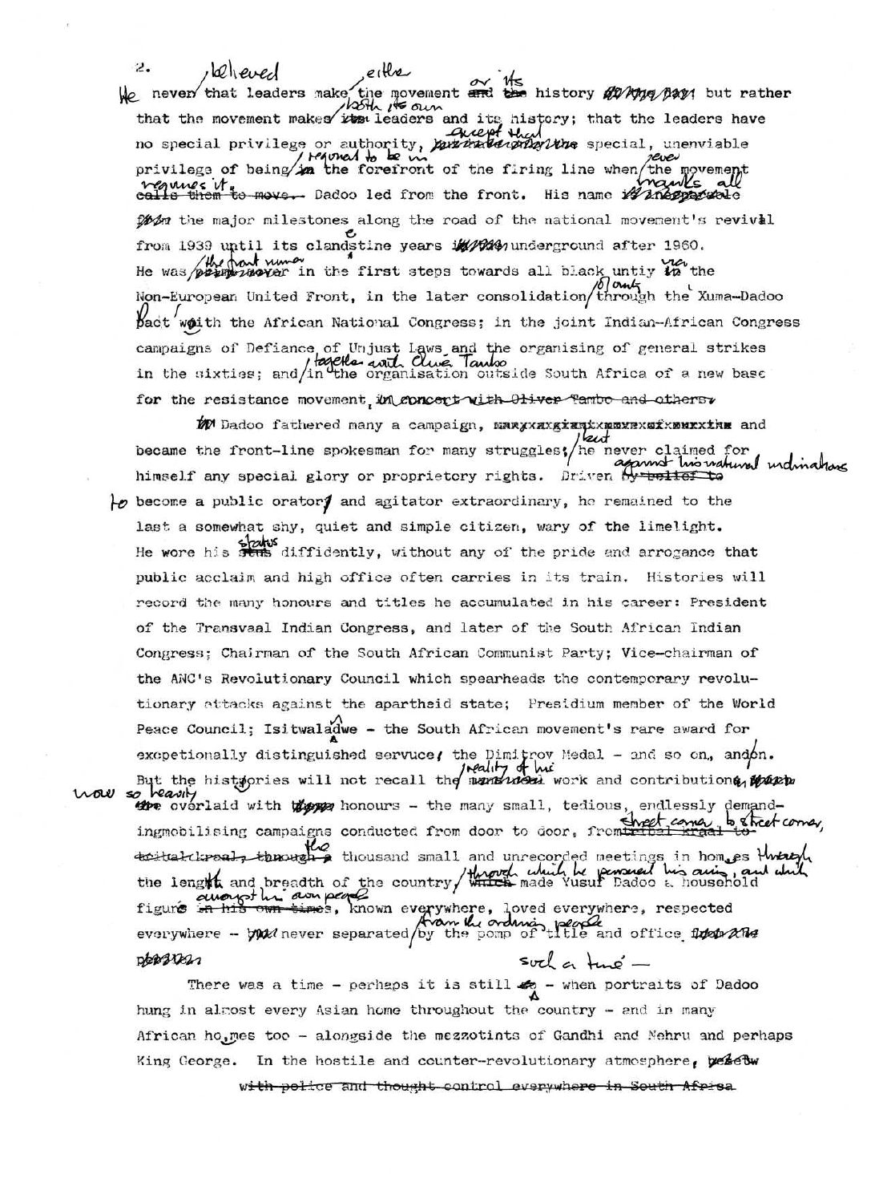He never believed that leaders make either the movement or its history but rather that the movement makes both its own leaders and its history; that the leaders have no special privilege or authority, except that special, unenviable privilege of being required to be in the forefront of the firing line when ever the movement requires it. Dadoo led from the front. His name marks all the major milestones along the road of the national movement's revival from 1939 until its clandestine years underground after 1960. He was the front runner in the first steps towards all black unity via the Non-European United Front, in the later consolidation of unity through the Xuma-Dadoo pact with the African National Congress; in the joint Indian-African Congress campaigns of Defiance of Unjust Laws and the organising of general strikes in the sixties; and together with Oliver Tambo in the organisation outside South Africa of a new base for the resistance movement.

Dadoo fathered many a campaign, and became the front-line spokesman for many struggles; but he never claimed for himself any special glory or proprietory rights. Driven against his natural inclinations to become a public orator and agitator extraordinary, he remained to the last a somewhat shy, quiet and simple citizen, wary of the limelight. He wore his status diffidently, without any of the pride and arrogance that public acclaim and high office often carries in its train. Histories will record the many honours and titles he accumulated in his career: President of the Transvaal Indian Congress, and later of the South African Indian Congress; Chairman of the South African Communist Party; Vice-chairman of the ANC's Revolutionary Council which spearheads the contemporary revolutionary attacks against the apartheid state; Presidium member of the World Peace Council; Isitwalandwe - the South African movement's rare award for exceptionally distinguished servuce; the Dimitrov Medal - and so on, and on. But the histories will not recall the reality of his work and contribution now so heavily overlaid with honours - the many small, tedious, endlessly demanding mobilising campaigns conducted from door to door, from street corner to street corner, the thousand small and unrecorded meetings in homes through the length and breadth of the country, through which he pursued his aims, and which made Yusuf Dadoo a household figure amongst his own people, known everywhere, loved everywhere, respected everywhere - never separated from the ordinary people by the pomp of title and office.

There was a time - perhaps it is still such a time - when portraits of Dadoo hung in almost every Asian home throughout the country - and in many African homes too - alongside the mezzotints of Gandhi and Nehru and perhaps King George. In the hostile and counter-revolutionary atmosphere, ~~with police and thought control everywhere in South Africa~~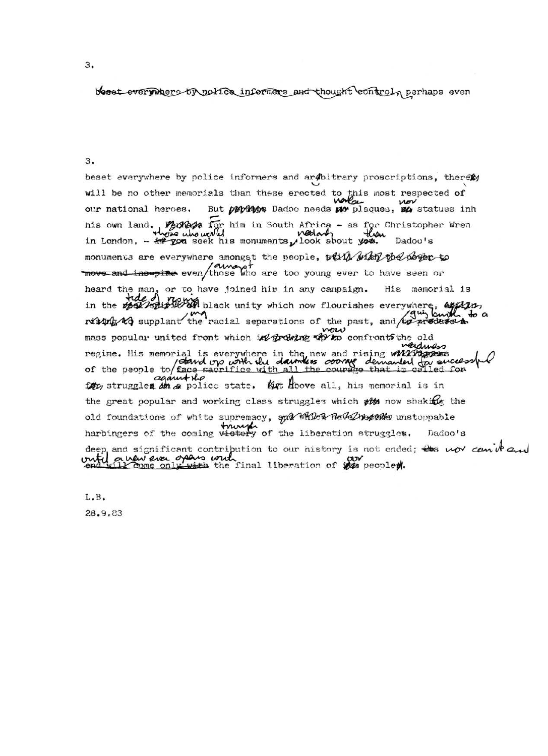beset everywhere by police informers and arbitrary proscriptions, there will be no other memorials than these erected to this most respected of our national heroes. But Dadoo needs neither plaques, nor statues in his own land. For him in South Africa – as for Christopher Wren in London, – those who would seek his monuments, need only look about them. Dadoo's monuments are everywhere amongst the people, even amongst those who are too young ever to have seen or heard the man, or to have joined him in any campaign. His memorial is in the tide of rising black unity which now flourishes everywhere, supplanting the racial separations of the past, and giving birth to a mass popular united front which now confronts the old regime. His memorial is everywhere in the new and rising readiness of the people to stand up with the dauntless courage demanded for successful struggle against the police state. Above all, his memorial is in the great popular and working class struggles which are now shaking the old foundations of white supremacy, unstoppable harbingers of the coming triumph of the liberation struggle. Dadoo's deep and significant contribution to our history is not ended; nor can it end until a new era opens with the final liberation of our people.

L.B.

28.9.83